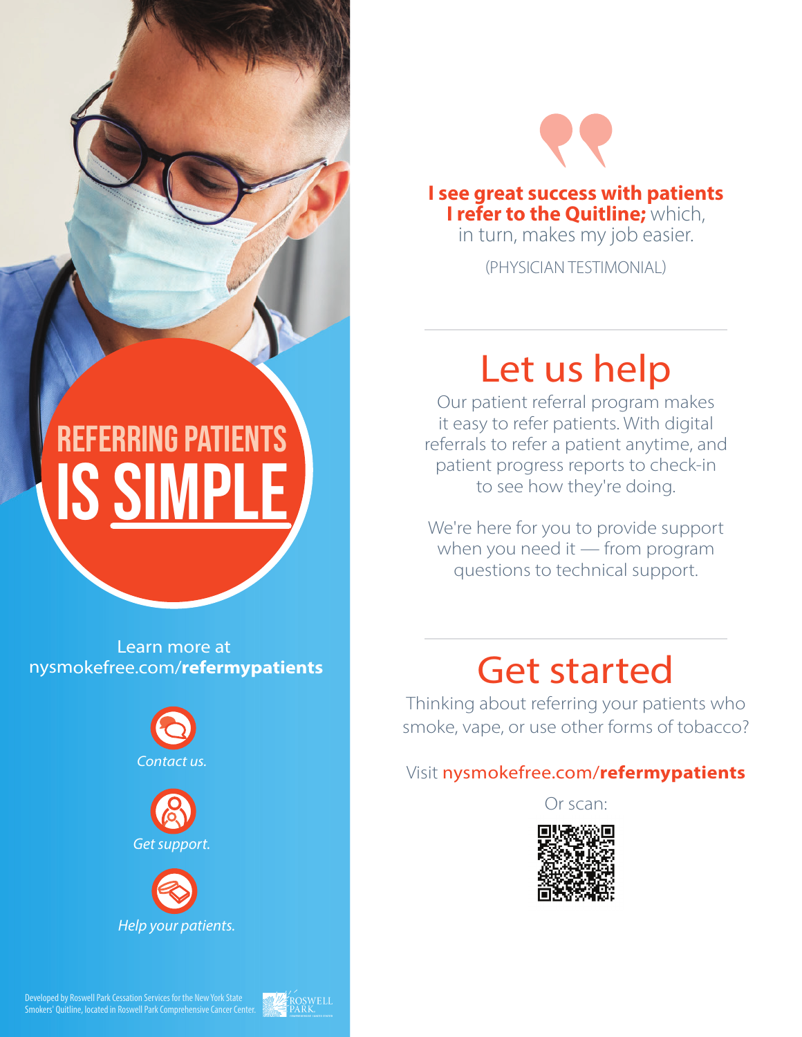# REFERRING PATIENTS IS SIMPLE

Learn more at
nysmokefree.com/**refermypatients**

*Contact us.*

*Get support.*

*Help your patients.*

Developed by Roswell Park Cessation Services for the New York State Smokers' Quitline, located in Roswell Park Comprehensive Cancer Center.

**I see great success with patients I refer to the Quitline;** which, in turn, makes my job easier.

(PHYSICIAN TESTIMONIAL)

## Let us help

Our patient referral program makes it easy to refer patients. With digital referrals to refer a patient anytime, and patient progress reports to check-in to see how they're doing.

We're here for you to provide support when you need it — from program questions to technical support.

## Get started

Thinking about referring your patients who smoke, vape, or use other forms of tobacco?

Visit nysmokefree.com/**refermypatients**

Or scan: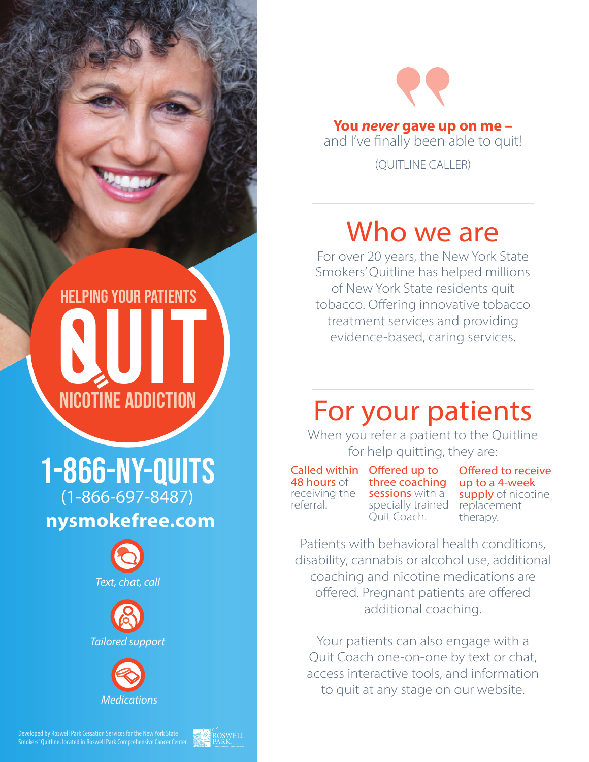HELPING YOUR PATIENTS

# QUIT

NICOTINE ADDICTION

## 1-866-NY-QUITS

(1-866-697-8487)

**nysmokefree.com**

*Text, chat, call*

*Tailored support*

*Medications*

Developed by Roswell Park Cessation Services for the New York State Smokers' Quitline, located in Roswell Park Comprehensive Cancer Center.

**You *never* gave up on me –** and I've finally been able to quit!

(QUITLINE CALLER)

## Who we are

For over 20 years, the New York State Smokers' Quitline has helped millions of New York State residents quit tobacco. Offering innovative tobacco treatment services and providing evidence-based, caring services.

## For your patients

When you refer a patient to the Quitline for help quitting, they are:

- **Called within 48 hours** of receiving the referral.
- **Offered up to three coaching sessions** with a specially trained Quit Coach.
- **Offered to receive up to a 4-week supply** of nicotine replacement therapy.

Patients with behavioral health conditions, disability, cannabis or alcohol use, additional coaching and nicotine medications are offered. Pregnant patients are offered additional coaching.

Your patients can also engage with a Quit Coach one-on-one by text or chat, access interactive tools, and information to quit at any stage on our website.